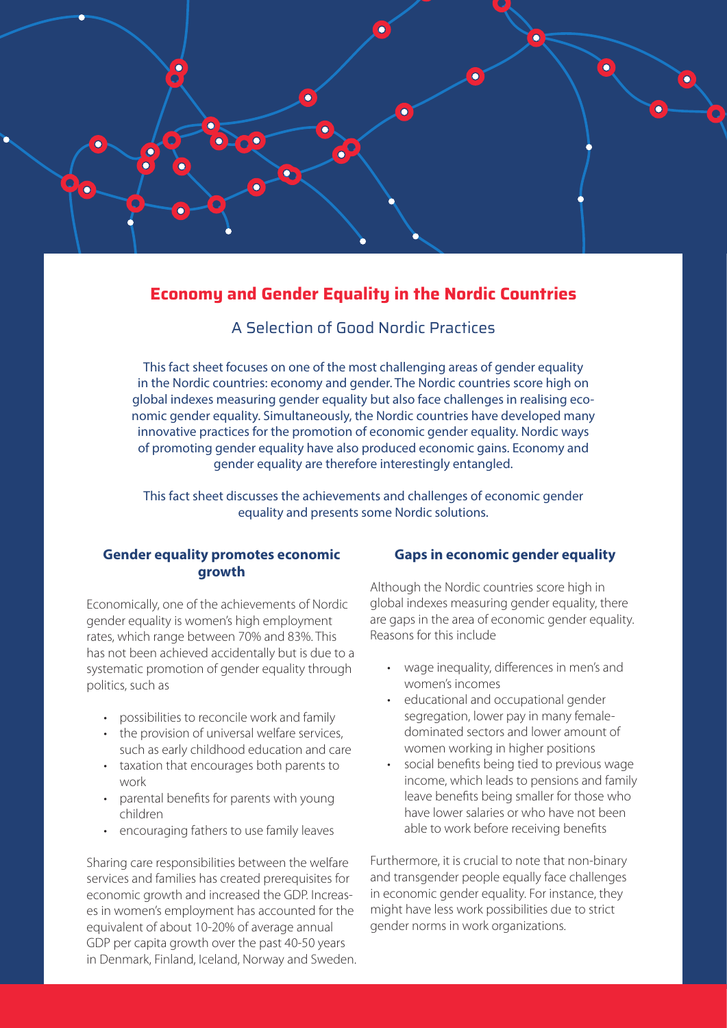# Economy and Gender Equality in the Nordic Countries

## A Selection of Good Nordic Practices

This fact sheet focuses on one of the most challenging areas of gender equality in the Nordic countries: economy and gender. The Nordic countries score high on global indexes measuring gender equality but also face challenges in realising economic gender equality. Simultaneously, the Nordic countries have developed many innovative practices for the promotion of economic gender equality. Nordic ways of promoting gender equality have also produced economic gains. Economy and gender equality are therefore interestingly entangled.

This fact sheet discusses the achievements and challenges of economic gender equality and presents some Nordic solutions.

### Gender equality promotes economic growth

Economically, one of the achievements of Nordic gender equality is women's high employment rates, which range between 70% and 83%. This has not been achieved accidentally but is due to a systematic promotion of gender equality through politics, such as

- possibilities to reconcile work and family
- the provision of universal welfare services, such as early childhood education and care
- taxation that encourages both parents to work
- parental benefits for parents with young children
- encouraging fathers to use family leaves

Sharing care responsibilities between the welfare services and families has created prerequisites for economic growth and increased the GDP. Increases in women's employment has accounted for the equivalent of about 10-20% of average annual GDP per capita growth over the past 40-50 years in Denmark, Finland, Iceland, Norway and Sweden.

### Gaps in economic gender equality

Although the Nordic countries score high in global indexes measuring gender equality, there are gaps in the area of economic gender equality. Reasons for this include

- wage inequality, differences in men's and women's incomes
- educational and occupational gender segregation, lower pay in many female-dominated sectors and lower amount of women working in higher positions
- social benefits being tied to previous wage income, which leads to pensions and family leave benefits being smaller for those who have lower salaries or who have not been able to work before receiving benefits

Furthermore, it is crucial to note that non-binary and transgender people equally face challenges in economic gender equality. For instance, they might have less work possibilities due to strict gender norms in work organizations.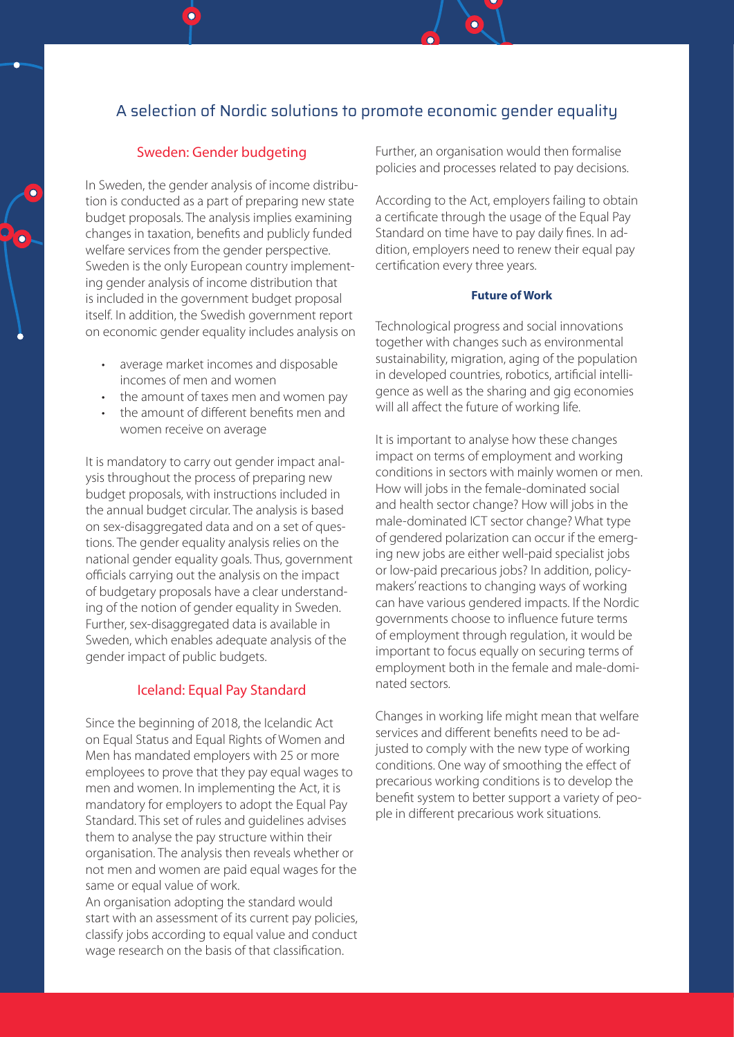# A selection of Nordic solutions to promote economic gender equality

## Sweden: Gender budgeting

In Sweden, the gender analysis of income distribution is conducted as a part of preparing new state budget proposals. The analysis implies examining changes in taxation, benefits and publicly funded welfare services from the gender perspective. Sweden is the only European country implementing gender analysis of income distribution that is included in the government budget proposal itself. In addition, the Swedish government report on economic gender equality includes analysis on

- average market incomes and disposable incomes of men and women
- the amount of taxes men and women pay
- the amount of different benefits men and women receive on average

It is mandatory to carry out gender impact analysis throughout the process of preparing new budget proposals, with instructions included in the annual budget circular. The analysis is based on sex-disaggregated data and on a set of questions. The gender equality analysis relies on the national gender equality goals. Thus, government officials carrying out the analysis on the impact of budgetary proposals have a clear understanding of the notion of gender equality in Sweden. Further, sex-disaggregated data is available in Sweden, which enables adequate analysis of the gender impact of public budgets.

## Iceland: Equal Pay Standard

Since the beginning of 2018, the Icelandic Act on Equal Status and Equal Rights of Women and Men has mandated employers with 25 or more employees to prove that they pay equal wages to men and women. In implementing the Act, it is mandatory for employers to adopt the Equal Pay Standard. This set of rules and guidelines advises them to analyse the pay structure within their organisation. The analysis then reveals whether or not men and women are paid equal wages for the same or equal value of work.

An organisation adopting the standard would start with an assessment of its current pay policies, classify jobs according to equal value and conduct wage research on the basis of that classification. Further, an organisation would then formalise policies and processes related to pay decisions.

According to the Act, employers failing to obtain a certificate through the usage of the Equal Pay Standard on time have to pay daily fines. In addition, employers need to renew their equal pay certification every three years.

### Future of Work

Technological progress and social innovations together with changes such as environmental sustainability, migration, aging of the population in developed countries, robotics, artificial intelligence as well as the sharing and gig economies will all affect the future of working life.

It is important to analyse how these changes impact on terms of employment and working conditions in sectors with mainly women or men. How will jobs in the female-dominated social and health sector change? How will jobs in the male-dominated ICT sector change? What type of gendered polarization can occur if the emerging new jobs are either well-paid specialist jobs or low-paid precarious jobs? In addition, policymakers' reactions to changing ways of working can have various gendered impacts. If the Nordic governments choose to influence future terms of employment through regulation, it would be important to focus equally on securing terms of employment both in the female and male-dominated sectors.

Changes in working life might mean that welfare services and different benefits need to be adjusted to comply with the new type of working conditions. One way of smoothing the effect of precarious working conditions is to develop the benefit system to better support a variety of people in different precarious work situations.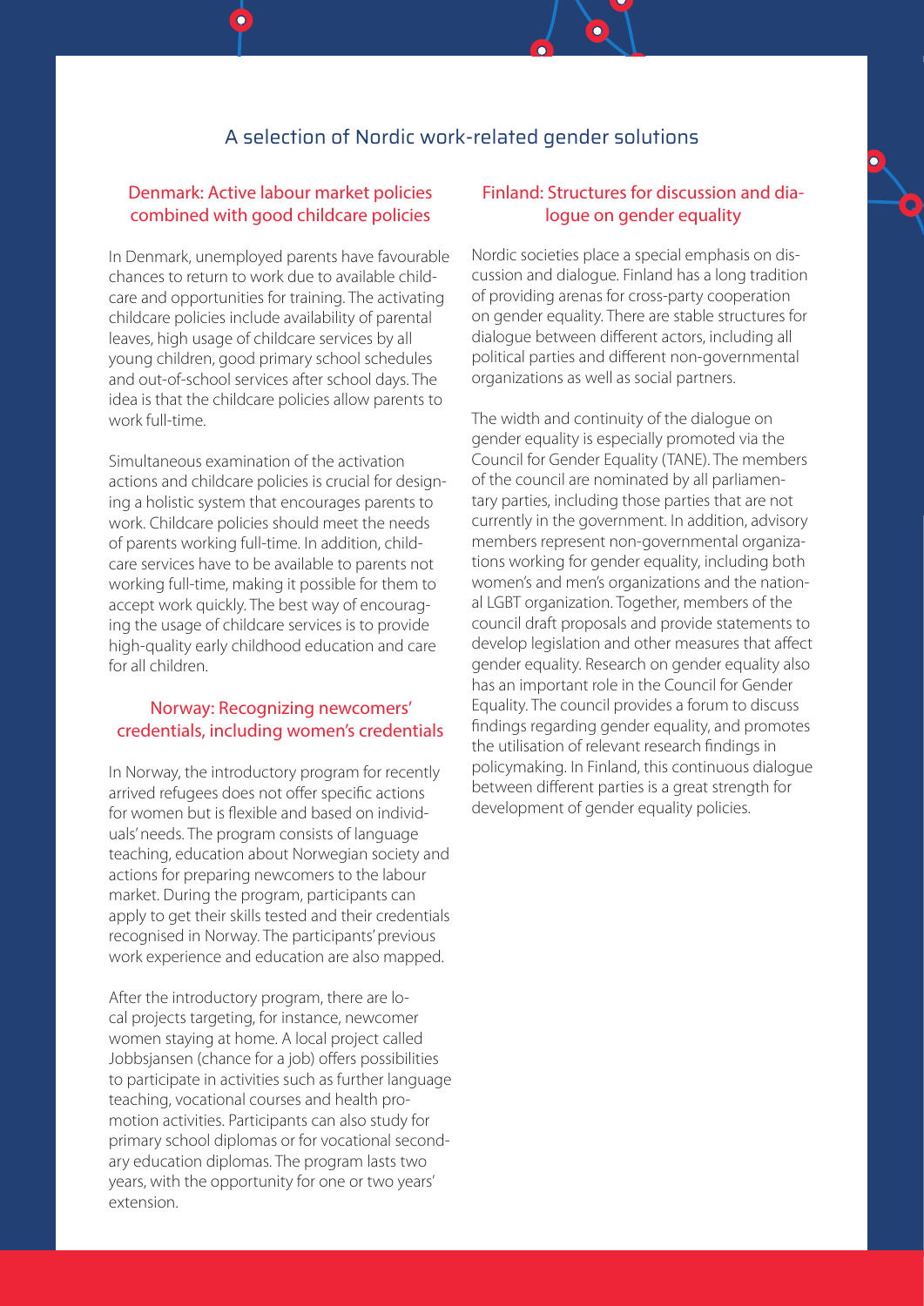## A selection of Nordic work-related gender solutions

### Denmark: Active labour market policies combined with good childcare policies

In Denmark, unemployed parents have favourable chances to return to work due to available childcare and opportunities for training. The activating childcare policies include availability of parental leaves, high usage of childcare services by all young children, good primary school schedules and out-of-school services after school days. The idea is that the childcare policies allow parents to work full-time.

Simultaneous examination of the activation actions and childcare policies is crucial for designing a holistic system that encourages parents to work. Childcare policies should meet the needs of parents working full-time. In addition, childcare services have to be available to parents not working full-time, making it possible for them to accept work quickly. The best way of encouraging the usage of childcare services is to provide high-quality early childhood education and care for all children.

### Norway: Recognizing newcomers' credentials, including women's credentials

In Norway, the introductory program for recently arrived refugees does not offer specific actions for women but is flexible and based on individuals' needs. The program consists of language teaching, education about Norwegian society and actions for preparing newcomers to the labour market. During the program, participants can apply to get their skills tested and their credentials recognised in Norway. The participants' previous work experience and education are also mapped.

After the introductory program, there are local projects targeting, for instance, newcomer women staying at home. A local project called Jobbsjansen (chance for a job) offers possibilities to participate in activities such as further language teaching, vocational courses and health promotion activities. Participants can also study for primary school diplomas or for vocational secondary education diplomas. The program lasts two years, with the opportunity for one or two years' extension.

### Finland: Structures for discussion and dialogue on gender equality

Nordic societies place a special emphasis on discussion and dialogue. Finland has a long tradition of providing arenas for cross-party cooperation on gender equality. There are stable structures for dialogue between different actors, including all political parties and different non-governmental organizations as well as social partners.

The width and continuity of the dialogue on gender equality is especially promoted via the Council for Gender Equality (TANE). The members of the council are nominated by all parliamentary parties, including those parties that are not currently in the government. In addition, advisory members represent non-governmental organizations working for gender equality, including both women's and men's organizations and the national LGBT organization. Together, members of the council draft proposals and provide statements to develop legislation and other measures that affect gender equality. Research on gender equality also has an important role in the Council for Gender Equality. The council provides a forum to discuss findings regarding gender equality, and promotes the utilisation of relevant research findings in policymaking. In Finland, this continuous dialogue between different parties is a great strength for development of gender equality policies.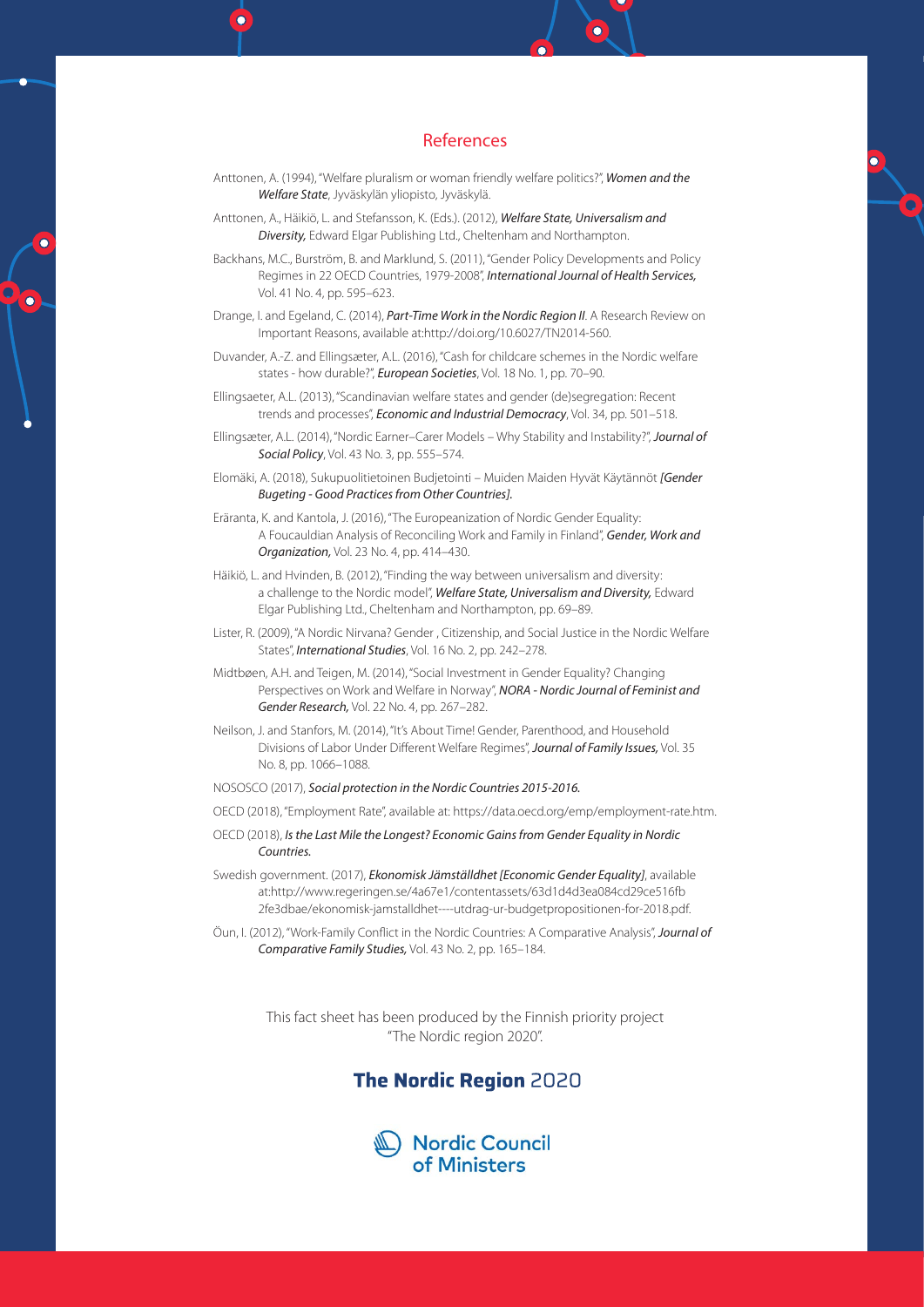## References

Anttonen, A. (1994), "Welfare pluralism or woman friendly welfare politics?", ***Women and the Welfare State***, Jyväskylän yliopisto, Jyväskylä.

Anttonen, A., Häikiö, L. and Stefansson, K. (Eds.). (2012), ***Welfare State, Universalism and Diversity,*** Edward Elgar Publishing Ltd., Cheltenham and Northampton.

Backhans, M.C., Burström, B. and Marklund, S. (2011), "Gender Policy Developments and Policy Regimes in 22 OECD Countries, 1979-2008", ***International Journal of Health Services,*** Vol. 41 No. 4, pp. 595–623.

Drange, I. and Egeland, C. (2014), ***Part-Time Work in the Nordic Region II***. A Research Review on Important Reasons, available at:http://doi.org/10.6027/TN2014-560.

Duvander, A.-Z. and Ellingsæter, A.L. (2016), "Cash for childcare schemes in the Nordic welfare states - how durable?", ***European Societies***, Vol. 18 No. 1, pp. 70–90.

Ellingsaeter, A.L. (2013), "Scandinavian welfare states and gender (de)segregation: Recent trends and processes", ***Economic and Industrial Democracy***, Vol. 34, pp. 501–518.

Ellingsæter, A.L. (2014), "Nordic Earner–Carer Models – Why Stability and Instability?", ***Journal of Social Policy***, Vol. 43 No. 3, pp. 555–574.

Elomäki, A. (2018), Sukupuolitietoinen Budjetointi – Muiden Maiden Hyvät Käytännöt ***[Gender Bugeting - Good Practices from Other Countries].***

Eräranta, K. and Kantola, J. (2016), "The Europeanization of Nordic Gender Equality: A Foucauldian Analysis of Reconciling Work and Family in Finland", ***Gender, Work and Organization,*** Vol. 23 No. 4, pp. 414–430.

Häikiö, L. and Hvinden, B. (2012), "Finding the way between universalism and diversity: a challenge to the Nordic model", ***Welfare State, Universalism and Diversity,*** Edward Elgar Publishing Ltd., Cheltenham and Northampton, pp. 69–89.

Lister, R. (2009), "A Nordic Nirvana? Gender , Citizenship, and Social Justice in the Nordic Welfare States", ***International Studies***, Vol. 16 No. 2, pp. 242–278.

Midtbøen, A.H. and Teigen, M. (2014), "Social Investment in Gender Equality? Changing Perspectives on Work and Welfare in Norway", ***NORA - Nordic Journal of Feminist and Gender Research,*** Vol. 22 No. 4, pp. 267–282.

Neilson, J. and Stanfors, M. (2014), "It's About Time! Gender, Parenthood, and Household Divisions of Labor Under Different Welfare Regimes", ***Journal of Family Issues,*** Vol. 35 No. 8, pp. 1066–1088.

NOSOSCO (2017), ***Social protection in the Nordic Countries 2015-2016.***

OECD (2018), "Employment Rate", available at: https://data.oecd.org/emp/employment-rate.htm.

OECD (2018), ***Is the Last Mile the Longest? Economic Gains from Gender Equality in Nordic Countries.***

Swedish government. (2017), ***Ekonomisk Jämställdhet [Economic Gender Equality]***, available at:http://www.regeringen.se/4a67e1/contentassets/63d1d4d3ea084cd29ce516fb2fe3dbae/ekonomisk-jamstalldhet----utdrag-ur-budgetpropositionen-for-2018.pdf.

Öun, I. (2012), "Work-Family Conflict in the Nordic Countries: A Comparative Analysis", ***Journal of Comparative Family Studies,*** Vol. 43 No. 2, pp. 165–184.

This fact sheet has been produced by the Finnish priority project "The Nordic region 2020".

**The Nordic Region** 2020

Nordic Council of Ministers